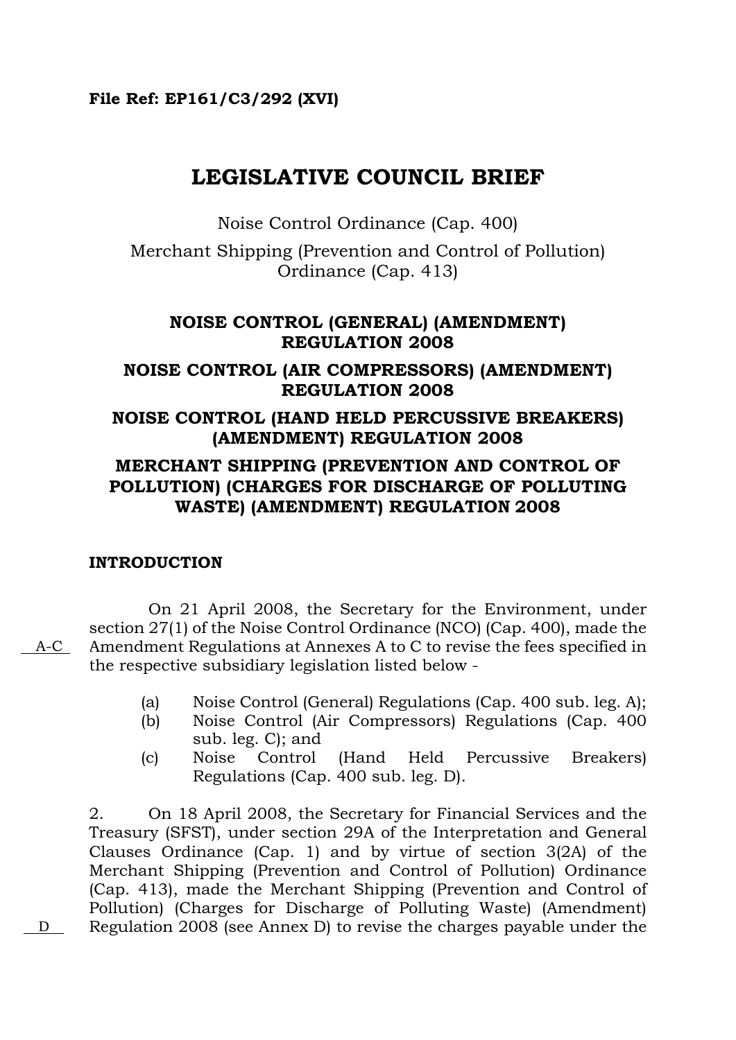**File Ref: EP161/C3/292 (XVI)**

# LEGISLATIVE COUNCIL BRIEF

Noise Control Ordinance (Cap. 400)

Merchant Shipping (Prevention and Control of Pollution) Ordinance (Cap. 413)

## NOISE CONTROL (GENERAL) (AMENDMENT) REGULATION 2008

## NOISE CONTROL (AIR COMPRESSORS) (AMENDMENT) REGULATION 2008

## NOISE CONTROL (HAND HELD PERCUSSIVE BREAKERS) (AMENDMENT) REGULATION 2008

## MERCHANT SHIPPING (PREVENTION AND CONTROL OF POLLUTION) (CHARGES FOR DISCHARGE OF POLLUTING WASTE) (AMENDMENT) REGULATION 2008

### INTRODUCTION

A-C

On 21 April 2008, the Secretary for the Environment, under section 27(1) of the Noise Control Ordinance (NCO) (Cap. 400), made the Amendment Regulations at Annexes A to C to revise the fees specified in the respective subsidiary legislation listed below -

(a) Noise Control (General) Regulations (Cap. 400 sub. leg. A);
(b) Noise Control (Air Compressors) Regulations (Cap. 400 sub. leg. C); and
(c) Noise Control (Hand Held Percussive Breakers) Regulations (Cap. 400 sub. leg. D).

D

2. On 18 April 2008, the Secretary for Financial Services and the Treasury (SFST), under section 29A of the Interpretation and General Clauses Ordinance (Cap. 1) and by virtue of section 3(2A) of the Merchant Shipping (Prevention and Control of Pollution) Ordinance (Cap. 413), made the Merchant Shipping (Prevention and Control of Pollution) (Charges for Discharge of Polluting Waste) (Amendment) Regulation 2008 (see Annex D) to revise the charges payable under the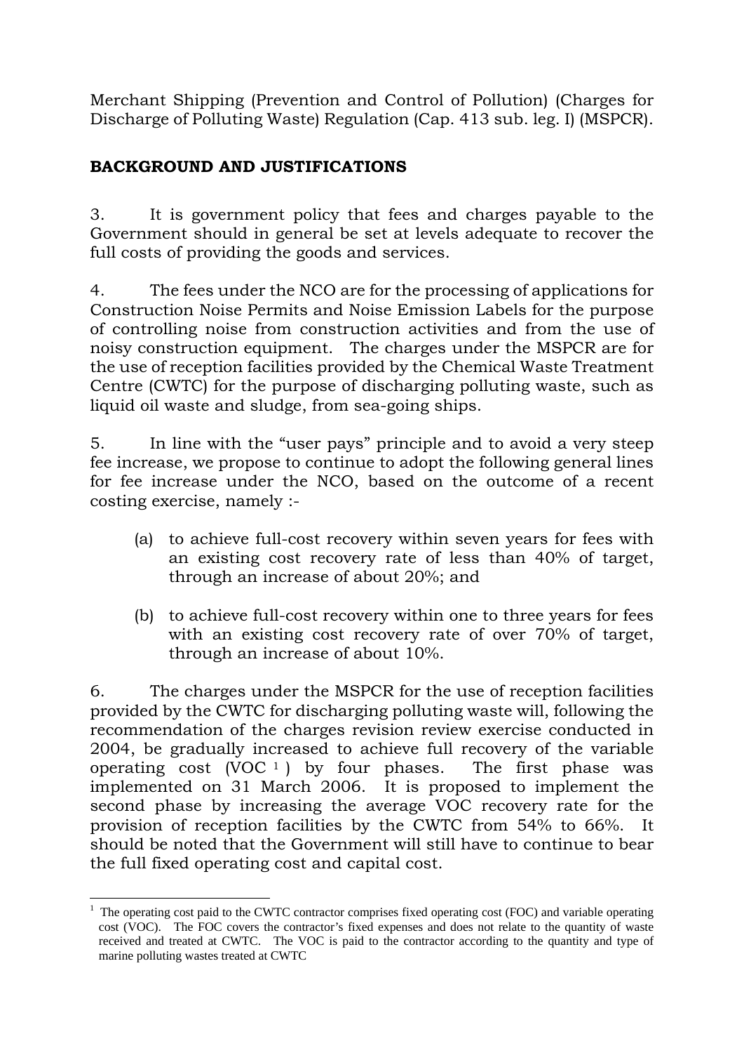Merchant Shipping (Prevention and Control of Pollution) (Charges for Discharge of Polluting Waste) Regulation (Cap. 413 sub. leg. I) (MSPCR).

## BACKGROUND AND JUSTIFICATIONS

3. It is government policy that fees and charges payable to the Government should in general be set at levels adequate to recover the full costs of providing the goods and services.

4. The fees under the NCO are for the processing of applications for Construction Noise Permits and Noise Emission Labels for the purpose of controlling noise from construction activities and from the use of noisy construction equipment. The charges under the MSPCR are for the use of reception facilities provided by the Chemical Waste Treatment Centre (CWTC) for the purpose of discharging polluting waste, such as liquid oil waste and sludge, from sea-going ships.

5. In line with the "user pays" principle and to avoid a very steep fee increase, we propose to continue to adopt the following general lines for fee increase under the NCO, based on the outcome of a recent costing exercise, namely :-

(a) to achieve full-cost recovery within seven years for fees with an existing cost recovery rate of less than 40% of target, through an increase of about 20%; and

(b) to achieve full-cost recovery within one to three years for fees with an existing cost recovery rate of over 70% of target, through an increase of about 10%.

6. The charges under the MSPCR for the use of reception facilities provided by the CWTC for discharging polluting waste will, following the recommendation of the charges revision review exercise conducted in 2004, be gradually increased to achieve full recovery of the variable operating cost (VOC [1]) by four phases. The first phase was implemented on 31 March 2006. It is proposed to implement the second phase by increasing the average VOC recovery rate for the provision of reception facilities by the CWTC from 54% to 66%. It should be noted that the Government will still have to continue to bear the full fixed operating cost and capital cost.

[1] The operating cost paid to the CWTC contractor comprises fixed operating cost (FOC) and variable operating cost (VOC). The FOC covers the contractor's fixed expenses and does not relate to the quantity of waste received and treated at CWTC. The VOC is paid to the contractor according to the quantity and type of marine polluting wastes treated at CWTC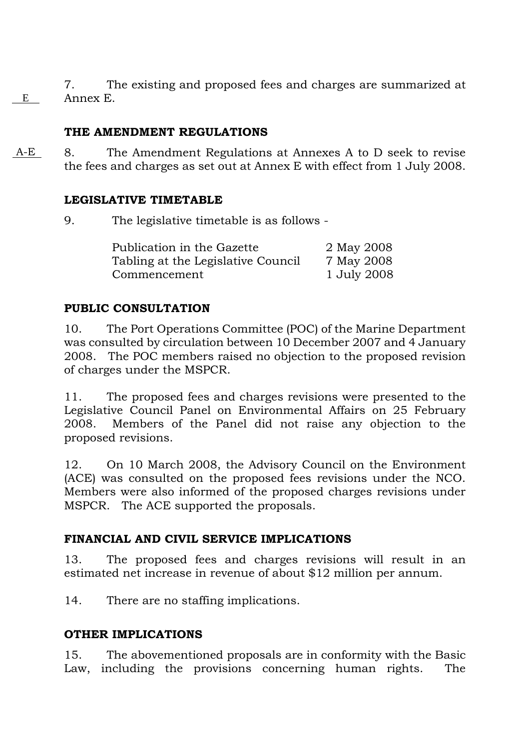E

7. The existing and proposed fees and charges are summarized at Annex E.

**THE AMENDMENT REGULATIONS**

A-E

8. The Amendment Regulations at Annexes A to D seek to revise the fees and charges as set out at Annex E with effect from 1 July 2008.

**LEGISLATIVE TIMETABLE**

9. The legislative timetable is as follows -

| | |
|---|---|
| Publication in the Gazette | 2 May 2008 |
| Tabling at the Legislative Council | 7 May 2008 |
| Commencement | 1 July 2008 |

**PUBLIC CONSULTATION**

10. The Port Operations Committee (POC) of the Marine Department was consulted by circulation between 10 December 2007 and 4 January 2008. The POC members raised no objection to the proposed revision of charges under the MSPCR.

11. The proposed fees and charges revisions were presented to the Legislative Council Panel on Environmental Affairs on 25 February 2008. Members of the Panel did not raise any objection to the proposed revisions.

12. On 10 March 2008, the Advisory Council on the Environment (ACE) was consulted on the proposed fees revisions under the NCO. Members were also informed of the proposed charges revisions under MSPCR. The ACE supported the proposals.

**FINANCIAL AND CIVIL SERVICE IMPLICATIONS**

13. The proposed fees and charges revisions will result in an estimated net increase in revenue of about $12 million per annum.

14. There are no staffing implications.

**OTHER IMPLICATIONS**

15. The abovementioned proposals are in conformity with the Basic Law, including the provisions concerning human rights. The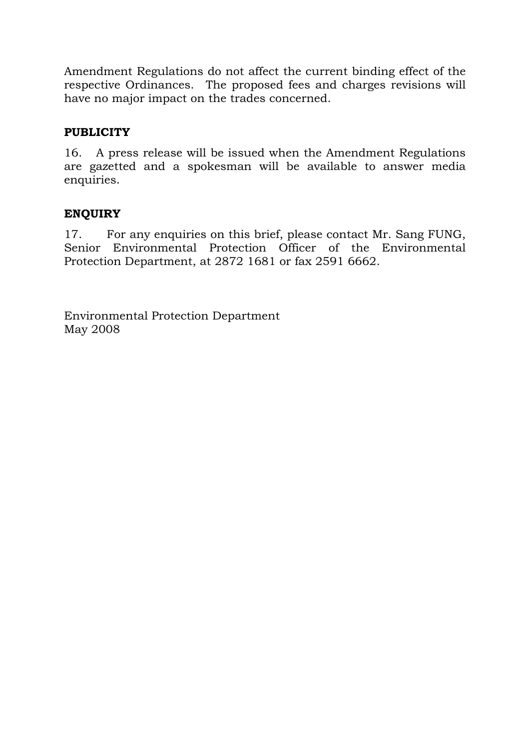Amendment Regulations do not affect the current binding effect of the respective Ordinances. The proposed fees and charges revisions will have no major impact on the trades concerned.

## PUBLICITY

16. A press release will be issued when the Amendment Regulations are gazetted and a spokesman will be available to answer media enquiries.

## ENQUIRY

17. For any enquiries on this brief, please contact Mr. Sang FUNG, Senior Environmental Protection Officer of the Environmental Protection Department, at 2872 1681 or fax 2591 6662.

Environmental Protection Department
May 2008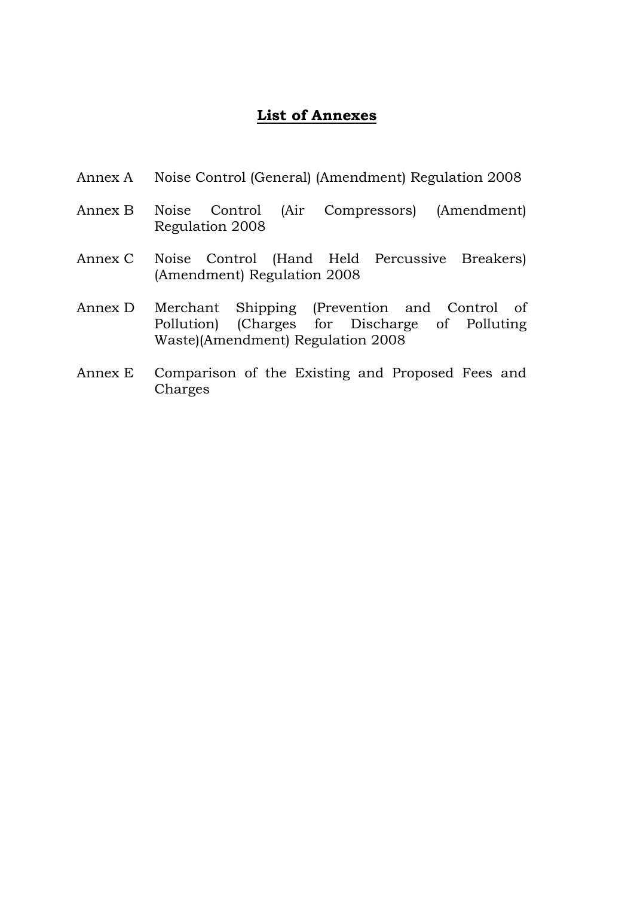# **List of Annexes**

| | |
|---|---|
| Annex A | Noise Control (General) (Amendment) Regulation 2008 |
| Annex B | Noise Control (Air Compressors) (Amendment) Regulation 2008 |
| Annex C | Noise Control (Hand Held Percussive Breakers) (Amendment) Regulation 2008 |
| Annex D | Merchant Shipping (Prevention and Control of Pollution) (Charges for Discharge of Polluting Waste)(Amendment) Regulation 2008 |
| Annex E | Comparison of the Existing and Proposed Fees and Charges |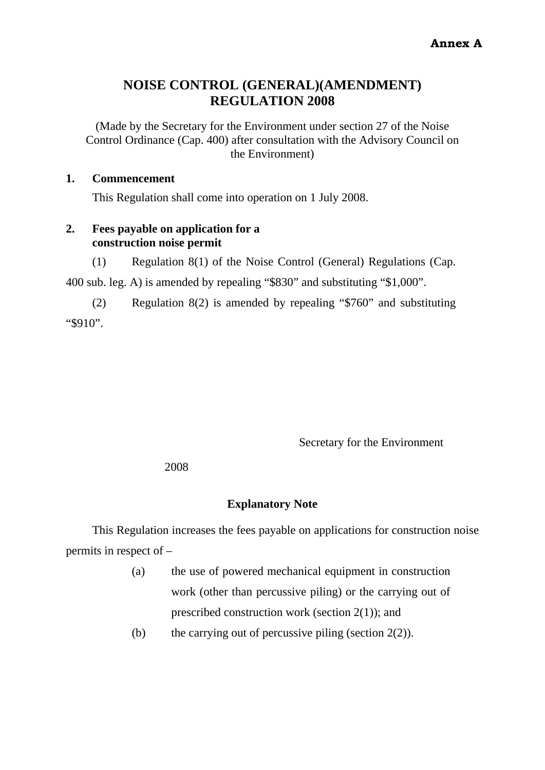**Annex A**

# NOISE CONTROL (GENERAL)(AMENDMENT) REGULATION 2008

(Made by the Secretary for the Environment under section 27 of the Noise Control Ordinance (Cap. 400) after consultation with the Advisory Council on the Environment)

**1. Commencement**

This Regulation shall come into operation on 1 July 2008.

**2. Fees payable on application for a construction noise permit**

(1) Regulation 8(1) of the Noise Control (General) Regulations (Cap. 400 sub. leg. A) is amended by repealing "$830" and substituting "$1,000".

(2) Regulation 8(2) is amended by repealing "$760" and substituting "$910".

Secretary for the Environment

2008

**Explanatory Note**

This Regulation increases the fees payable on applications for construction noise permits in respect of –

(a) the use of powered mechanical equipment in construction work (other than percussive piling) or the carrying out of prescribed construction work (section 2(1)); and

(b) the carrying out of percussive piling (section 2(2)).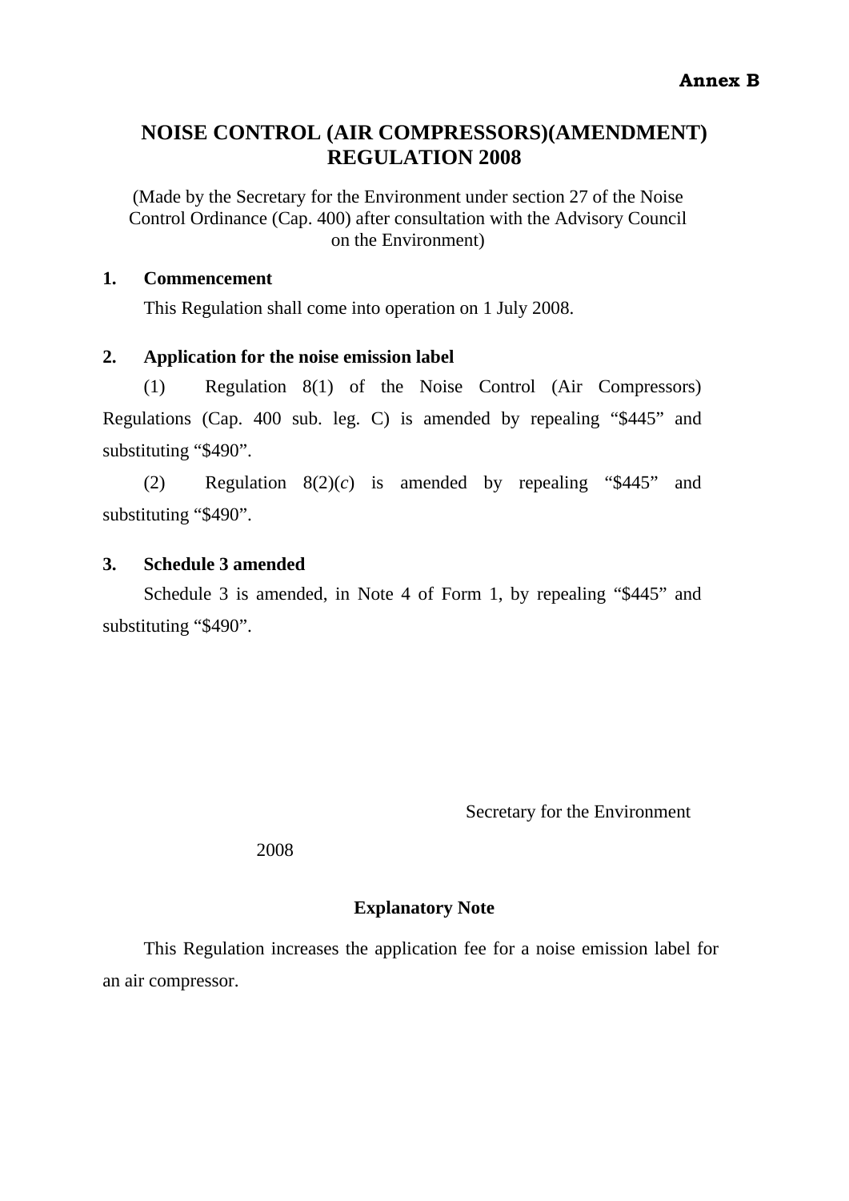**Annex B**

# NOISE CONTROL (AIR COMPRESSORS)(AMENDMENT) REGULATION 2008

(Made by the Secretary for the Environment under section 27 of the Noise Control Ordinance (Cap. 400) after consultation with the Advisory Council on the Environment)

**1. Commencement**

This Regulation shall come into operation on 1 July 2008.

**2. Application for the noise emission label**

(1) Regulation 8(1) of the Noise Control (Air Compressors) Regulations (Cap. 400 sub. leg. C) is amended by repealing "$445" and substituting "$490".

(2) Regulation 8(2)(*c*) is amended by repealing "$445" and substituting "$490".

**3. Schedule 3 amended**

Schedule 3 is amended, in Note 4 of Form 1, by repealing "$445" and substituting "$490".

Secretary for the Environment

2008

**Explanatory Note**

This Regulation increases the application fee for a noise emission label for an air compressor.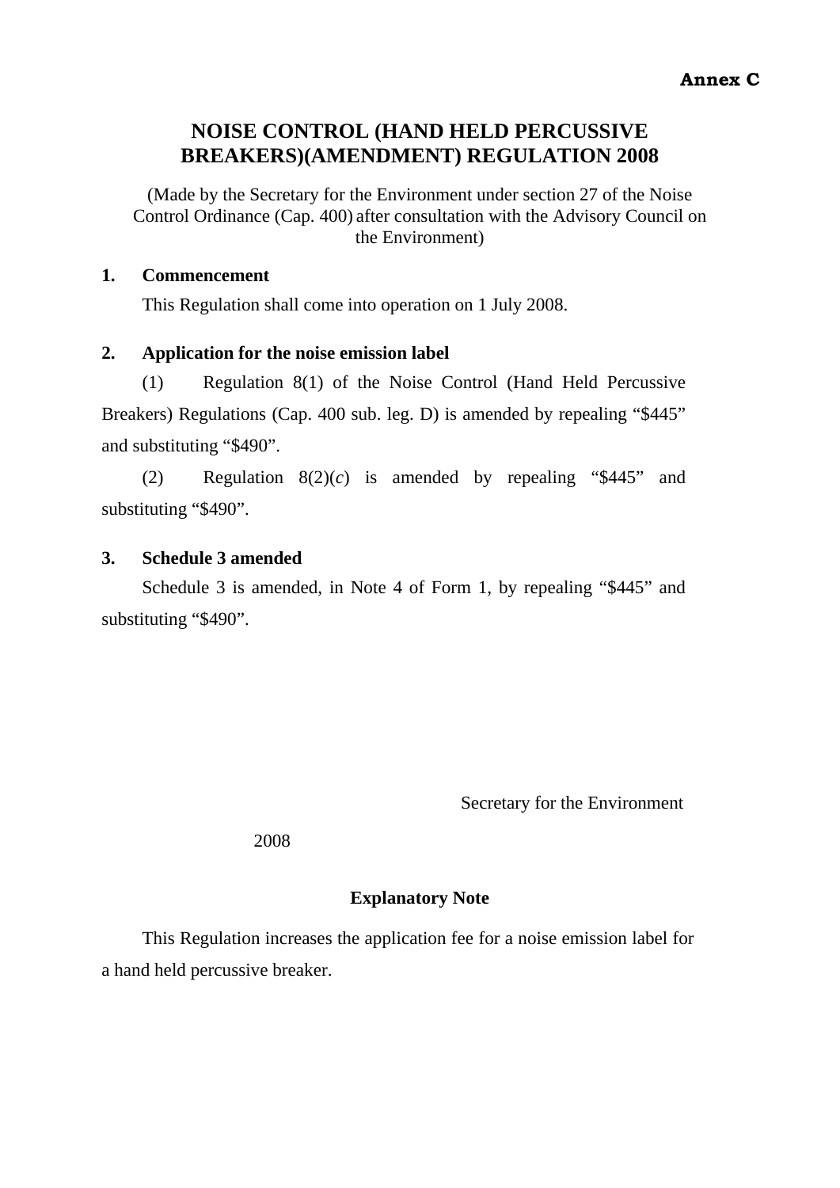**Annex C**

# NOISE CONTROL (HAND HELD PERCUSSIVE BREAKERS)(AMENDMENT) REGULATION 2008

(Made by the Secretary for the Environment under section 27 of the Noise Control Ordinance (Cap. 400) after consultation with the Advisory Council on the Environment)

**1. Commencement**

This Regulation shall come into operation on 1 July 2008.

**2. Application for the noise emission label**

(1) Regulation 8(1) of the Noise Control (Hand Held Percussive Breakers) Regulations (Cap. 400 sub. leg. D) is amended by repealing "$445" and substituting "$490".

(2) Regulation 8(2)(*c*) is amended by repealing "$445" and substituting "$490".

**3. Schedule 3 amended**

Schedule 3 is amended, in Note 4 of Form 1, by repealing "$445" and substituting "$490".

Secretary for the Environment

2008

**Explanatory Note**

This Regulation increases the application fee for a noise emission label for a hand held percussive breaker.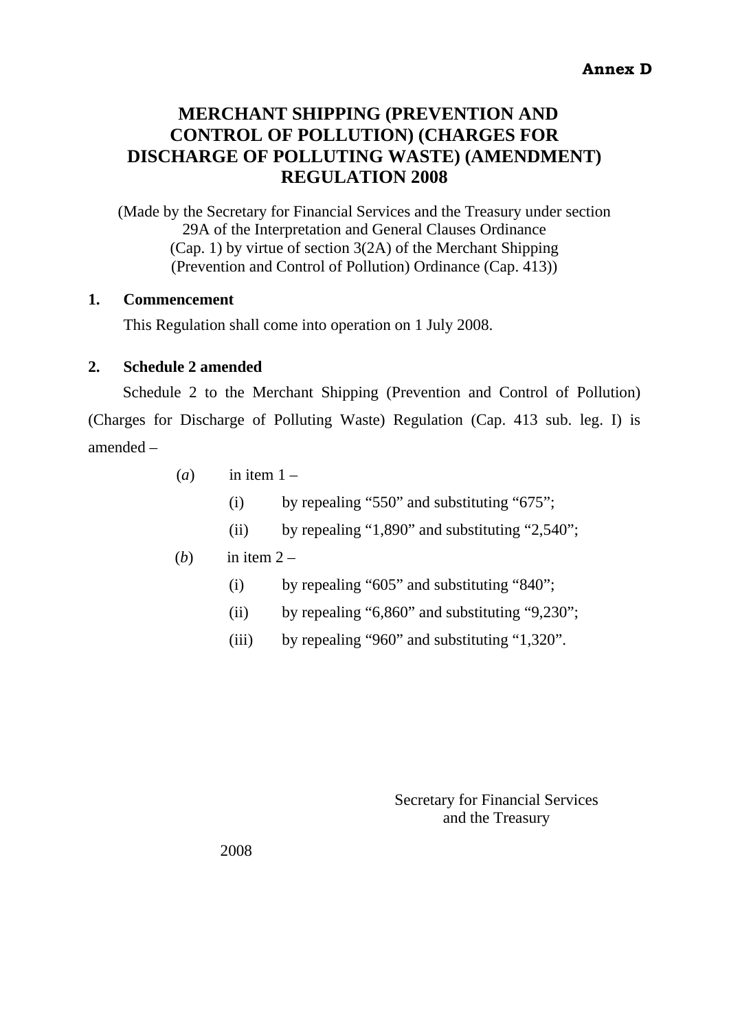**Annex D**

# MERCHANT SHIPPING (PREVENTION AND CONTROL OF POLLUTION) (CHARGES FOR DISCHARGE OF POLLUTING WASTE) (AMENDMENT) REGULATION 2008

(Made by the Secretary for Financial Services and the Treasury under section 29A of the Interpretation and General Clauses Ordinance (Cap. 1) by virtue of section 3(2A) of the Merchant Shipping (Prevention and Control of Pollution) Ordinance (Cap. 413))

**1. Commencement**

This Regulation shall come into operation on 1 July 2008.

**2. Schedule 2 amended**

Schedule 2 to the Merchant Shipping (Prevention and Control of Pollution) (Charges for Discharge of Polluting Waste) Regulation (Cap. 413 sub. leg. I) is amended –

(*a*) in item 1 –

(i) by repealing "550" and substituting "675";

(ii) by repealing "1,890" and substituting "2,540";

(*b*) in item 2 –

(i) by repealing "605" and substituting "840";

(ii) by repealing "6,860" and substituting "9,230";

(iii) by repealing "960" and substituting "1,320".

Secretary for Financial Services
and the Treasury

2008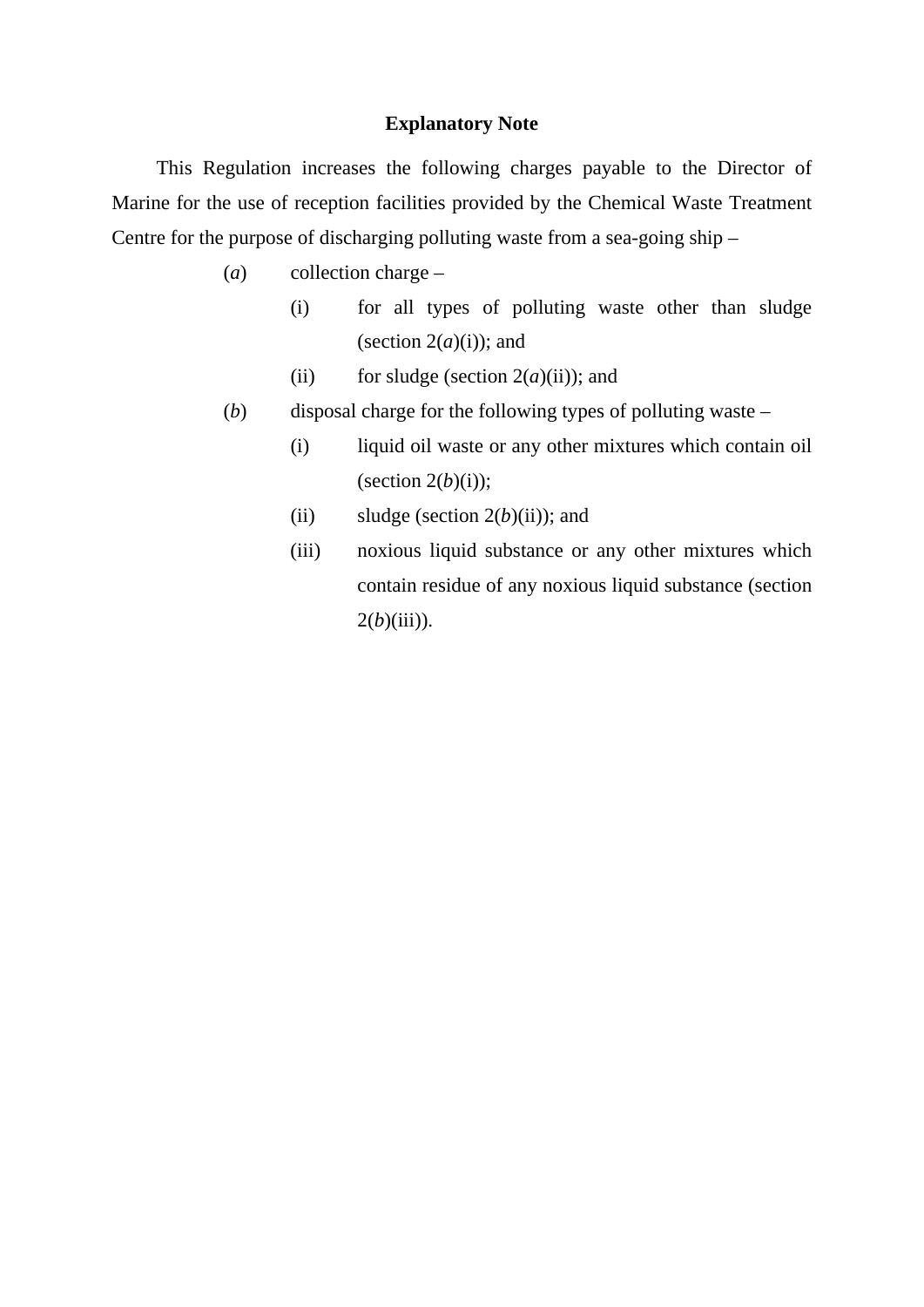## Explanatory Note

This Regulation increases the following charges payable to the Director of Marine for the use of reception facilities provided by the Chemical Waste Treatment Centre for the purpose of discharging polluting waste from a sea-going ship –

(*a*) collection charge –

- (i) for all types of polluting waste other than sludge (section 2(*a*)(i)); and
- (ii) for sludge (section 2(*a*)(ii)); and

(*b*) disposal charge for the following types of polluting waste –

- (i) liquid oil waste or any other mixtures which contain oil (section 2(*b*)(i));
- (ii) sludge (section 2(*b*)(ii)); and
- (iii) noxious liquid substance or any other mixtures which contain residue of any noxious liquid substance (section 2(*b*)(iii)).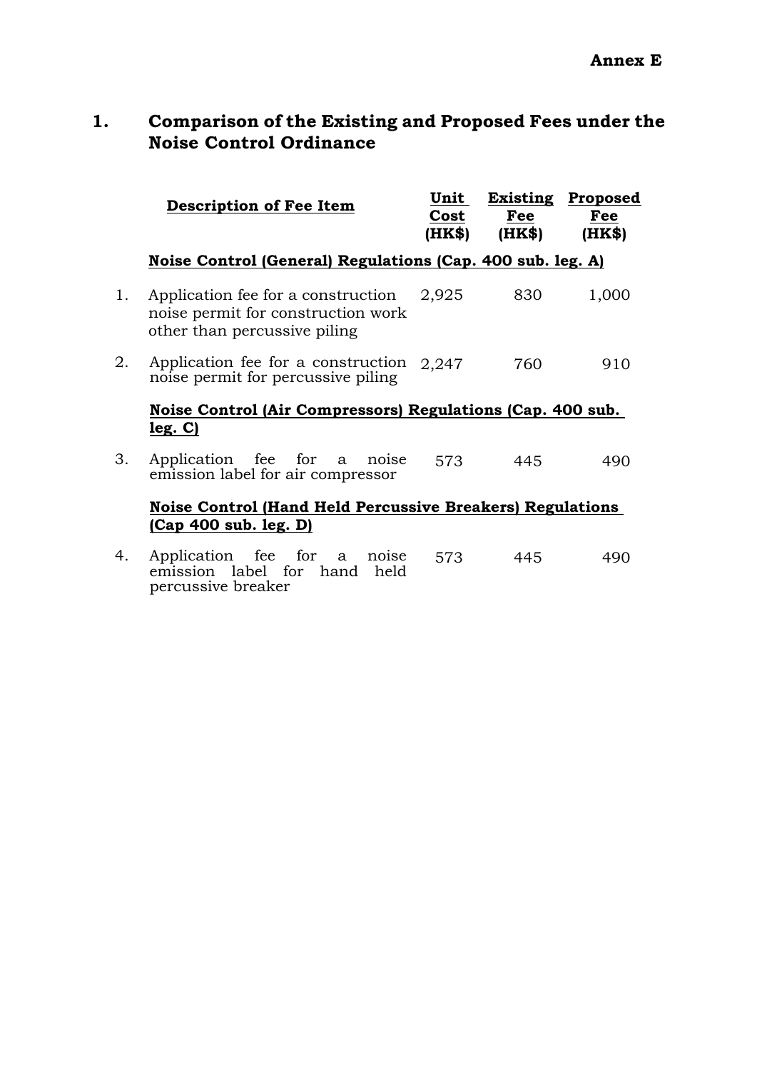**Annex E**

## 1. Comparison of the Existing and Proposed Fees under the Noise Control Ordinance

| | Description of Fee Item | Unit Cost (HK$) | Existing Fee (HK$) | Proposed Fee (HK$) |
|---|---|---|---|---|
| | **Noise Control (General) Regulations (Cap. 400 sub. leg. A)** | | | |
| 1. | Application fee for a construction noise permit for construction work other than percussive piling | 2,925 | 830 | 1,000 |
| 2. | Application fee for a construction noise permit for percussive piling | 2,247 | 760 | 910 |
| | **Noise Control (Air Compressors) Regulations (Cap. 400 sub. leg. C)** | | | |
| 3. | Application fee for a noise emission label for air compressor | 573 | 445 | 490 |
| | **Noise Control (Hand Held Percussive Breakers) Regulations (Cap 400 sub. leg. D)** | | | |
| 4. | Application fee for a noise emission label for hand held percussive breaker | 573 | 445 | 490 |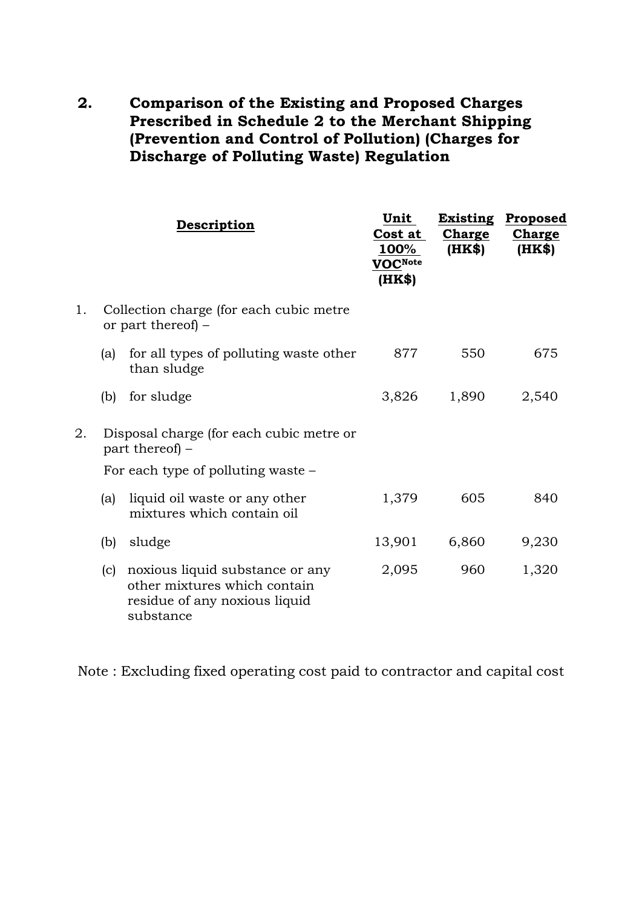## 2. Comparison of the Existing and Proposed Charges Prescribed in Schedule 2 to the Merchant Shipping (Prevention and Control of Pollution) (Charges for Discharge of Polluting Waste) Regulation

| | | Description | Unit Cost at 100% VOC[Note] (HK$) | Existing Charge (HK$) | Proposed Charge (HK$) |
|---|---|---|---|---|---|
| 1. | | Collection charge (for each cubic metre or part thereof) – | | | |
| | (a) | for all types of polluting waste other than sludge | 877 | 550 | 675 |
| | (b) | for sludge | 3,826 | 1,890 | 2,540 |
| 2. | | Disposal charge (for each cubic metre or part thereof) – For each type of polluting waste – | | | |
| | (a) | liquid oil waste or any other mixtures which contain oil | 1,379 | 605 | 840 |
| | (b) | sludge | 13,901 | 6,860 | 9,230 |
| | (c) | noxious liquid substance or any other mixtures which contain residue of any noxious liquid substance | 2,095 | 960 | 1,320 |

Note : Excluding fixed operating cost paid to contractor and capital cost